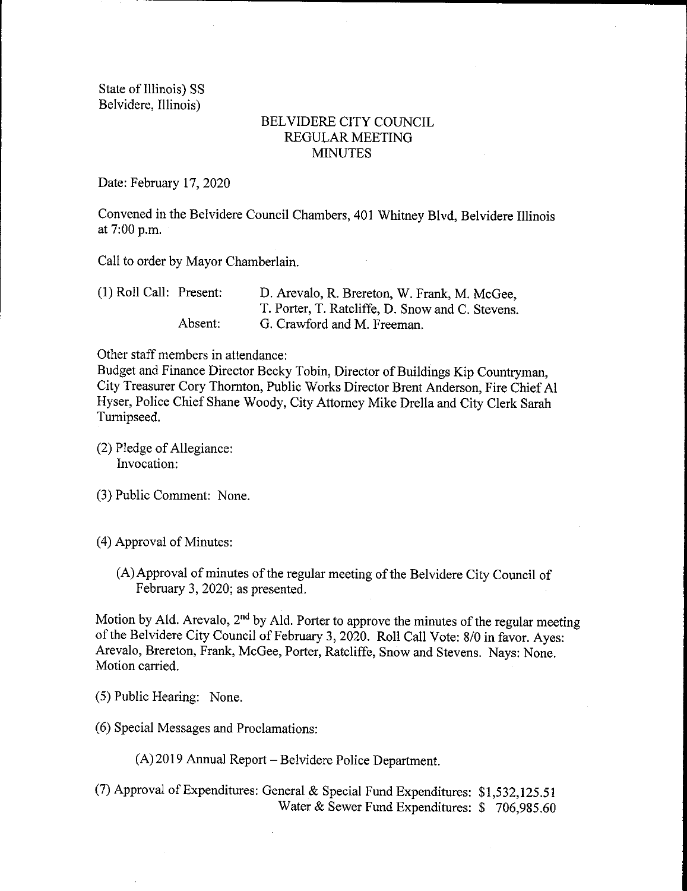State of Illinois) SS
Belvidere, Illinois)

# BELVIDERE CITY COUNCIL
## REGULAR MEETING
## MINUTES

Date: February 17, 2020

Convened in the Belvidere Council Chambers, 401 Whitney Blvd, Belvidere Illinois at 7:00 p.m.

Call to order by Mayor Chamberlain.

(1) Roll Call: Present: D. Arevalo, R. Brereton, W. Frank, M. McGee, T. Porter, T. Ratcliffe, D. Snow and C. Stevens.
Absent: G. Crawford and M. Freeman.

Other staff members in attendance:
Budget and Finance Director Becky Tobin, Director of Buildings Kip Countryman, City Treasurer Cory Thornton, Public Works Director Brent Anderson, Fire Chief Al Hyser, Police Chief Shane Woody, City Attorney Mike Drella and City Clerk Sarah Turnipseed.

(2) Pledge of Allegiance:
Invocation:

(3) Public Comment: None.

(4) Approval of Minutes:

(A) Approval of minutes of the regular meeting of the Belvidere City Council of February 3, 2020; as presented.

Motion by Ald. Arevalo, 2nd by Ald. Porter to approve the minutes of the regular meeting of the Belvidere City Council of February 3, 2020. Roll Call Vote: 8/0 in favor. Ayes: Arevalo, Brereton, Frank, McGee, Porter, Ratcliffe, Snow and Stevens. Nays: None. Motion carried.

(5) Public Hearing: None.

(6) Special Messages and Proclamations:

(A) 2019 Annual Report – Belvidere Police Department.

(7) Approval of Expenditures: General & Special Fund Expenditures: $1,532,125.51
Water & Sewer Fund Expenditures: $ 706,985.60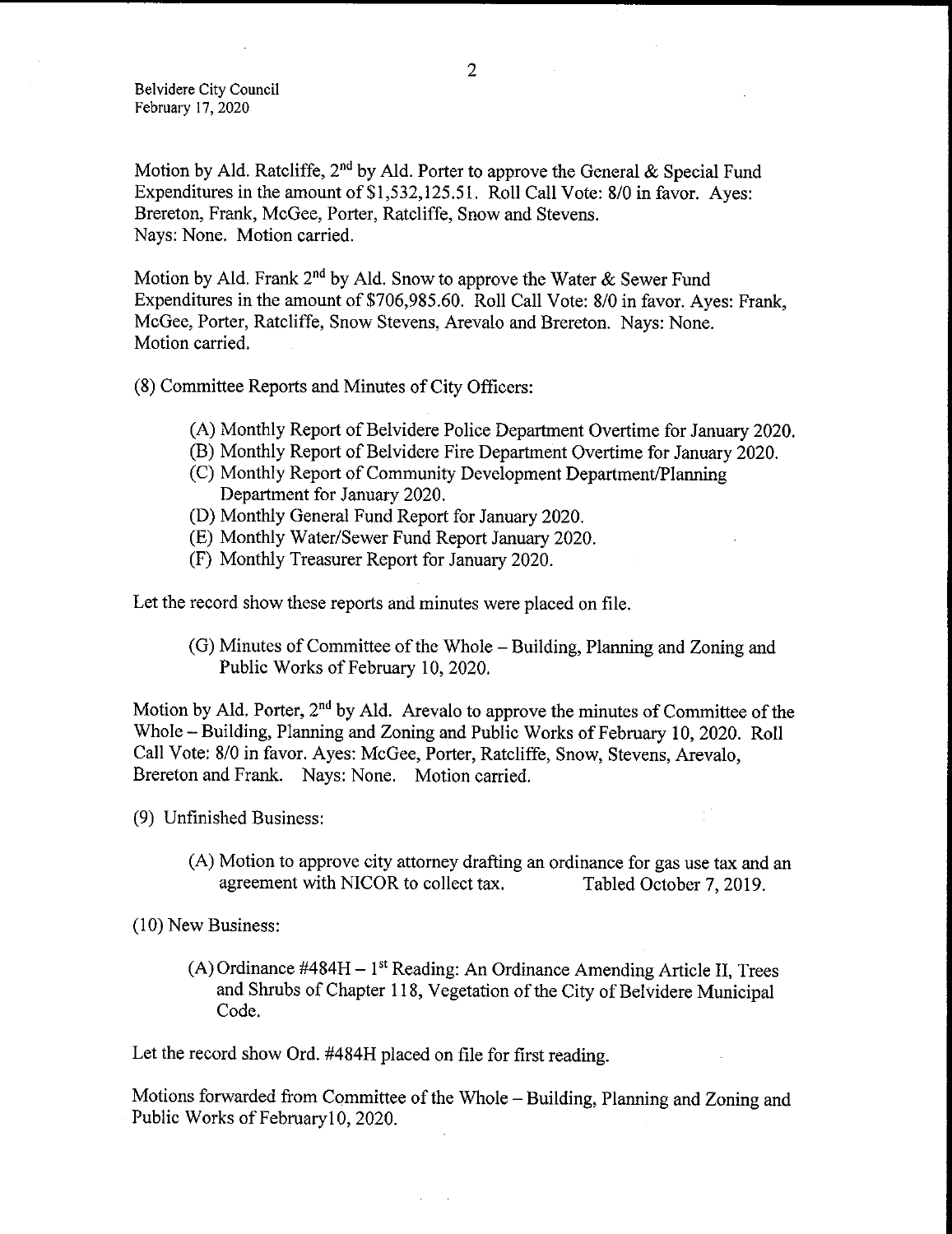Motion by Ald. Ratcliffe, 2nd by Ald. Porter to approve the General & Special Fund Expenditures in the amount of $1,532,125.51. Roll Call Vote: 8/0 in favor. Ayes: Brereton, Frank, McGee, Porter, Ratcliffe, Snow and Stevens. Nays: None. Motion carried.

Motion by Ald. Frank 2nd by Ald. Snow to approve the Water & Sewer Fund Expenditures in the amount of $706,985.60. Roll Call Vote: 8/0 in favor. Ayes: Frank, McGee, Porter, Ratcliffe, Snow Stevens, Arevalo and Brereton. Nays: None. Motion carried.

(8) Committee Reports and Minutes of City Officers:

- (A) Monthly Report of Belvidere Police Department Overtime for January 2020.
- (B) Monthly Report of Belvidere Fire Department Overtime for January 2020.
- (C) Monthly Report of Community Development Department/Planning Department for January 2020.
- (D) Monthly General Fund Report for January 2020.
- (E) Monthly Water/Sewer Fund Report January 2020.
- (F) Monthly Treasurer Report for January 2020.

Let the record show these reports and minutes were placed on file.

- (G) Minutes of Committee of the Whole – Building, Planning and Zoning and Public Works of February 10, 2020.

Motion by Ald. Porter, 2nd by Ald. Arevalo to approve the minutes of Committee of the Whole – Building, Planning and Zoning and Public Works of February 10, 2020. Roll Call Vote: 8/0 in favor. Ayes: McGee, Porter, Ratcliffe, Snow, Stevens, Arevalo, Brereton and Frank. Nays: None. Motion carried.

(9) Unfinished Business:

- (A) Motion to approve city attorney drafting an ordinance for gas use tax and an agreement with NICOR to collect tax. Tabled October 7, 2019.

(10) New Business:

- (A) Ordinance #484H – 1st Reading: An Ordinance Amending Article II, Trees and Shrubs of Chapter 118, Vegetation of the City of Belvidere Municipal Code.

Let the record show Ord. #484H placed on file for first reading.

Motions forwarded from Committee of the Whole – Building, Planning and Zoning and Public Works of February10, 2020.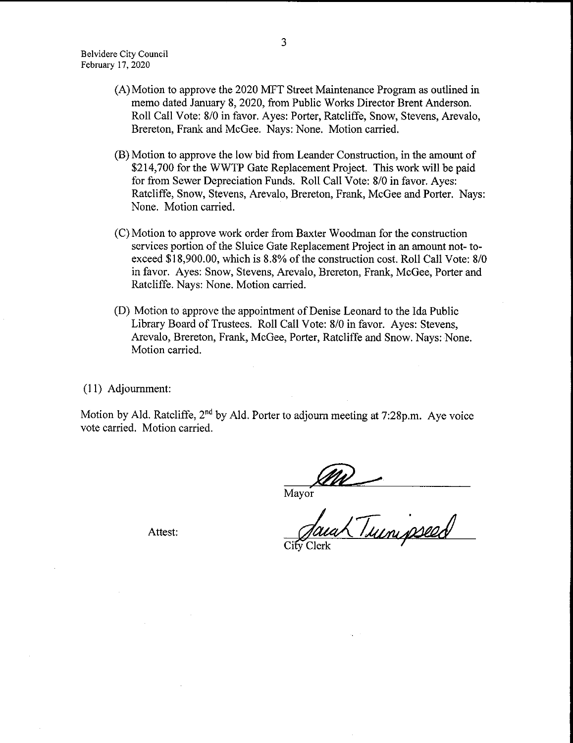(A) Motion to approve the 2020 MFT Street Maintenance Program as outlined in memo dated January 8, 2020, from Public Works Director Brent Anderson. Roll Call Vote: 8/0 in favor. Ayes: Porter, Ratcliffe, Snow, Stevens, Arevalo, Brereton, Frank and McGee. Nays: None. Motion carried.

(B) Motion to approve the low bid from Leander Construction, in the amount of $214,700 for the WWTP Gate Replacement Project. This work will be paid for from Sewer Depreciation Funds. Roll Call Vote: 8/0 in favor. Ayes: Ratcliffe, Snow, Stevens, Arevalo, Brereton, Frank, McGee and Porter. Nays: None. Motion carried.

(C) Motion to approve work order from Baxter Woodman for the construction services portion of the Sluice Gate Replacement Project in an amount not- to-exceed $18,900.00, which is 8.8% of the construction cost. Roll Call Vote: 8/0 in favor. Ayes: Snow, Stevens, Arevalo, Brereton, Frank, McGee, Porter and Ratcliffe. Nays: None. Motion carried.

(D) Motion to approve the appointment of Denise Leonard to the Ida Public Library Board of Trustees. Roll Call Vote: 8/0 in favor. Ayes: Stevens, Arevalo, Brereton, Frank, McGee, Porter, Ratcliffe and Snow. Nays: None. Motion carried.

(11) Adjournment:

Motion by Ald. Ratcliffe, 2nd by Ald. Porter to adjourn meeting at 7:28p.m. Aye voice vote carried. Motion carried.

Mayor

Attest:

Sarah Turnipseed

City Clerk